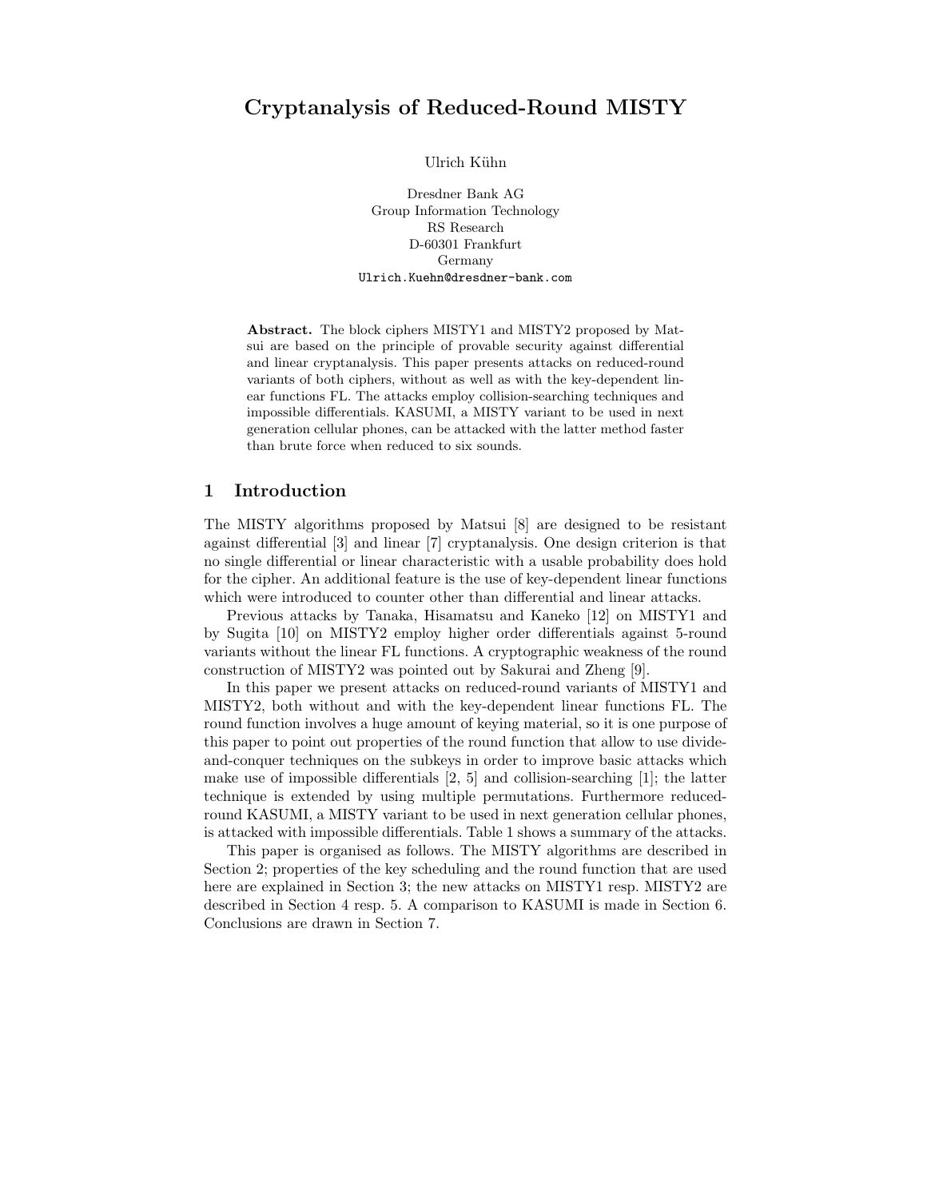# Cryptanalysis of Reduced-Round MISTY

Ulrich Kühn

Dresdner Bank AG
Group Information Technology
RS Research
D-60301 Frankfurt
Germany
Ulrich.Kuehn@dresdner-bank.com

**Abstract.** The block ciphers MISTY1 and MISTY2 proposed by Matsui are based on the principle of provable security against differential and linear cryptanalysis. This paper presents attacks on reduced-round variants of both ciphers, without as well as with the key-dependent linear functions FL. The attacks employ collision-searching techniques and impossible differentials. KASUMI, a MISTY variant to be used in next generation cellular phones, can be attacked with the latter method faster than brute force when reduced to six sounds.

## 1 Introduction

The MISTY algorithms proposed by Matsui [8] are designed to be resistant against differential [3] and linear [7] cryptanalysis. One design criterion is that no single differential or linear characteristic with a usable probability does hold for the cipher. An additional feature is the use of key-dependent linear functions which were introduced to counter other than differential and linear attacks.

Previous attacks by Tanaka, Hisamatsu and Kaneko [12] on MISTY1 and by Sugita [10] on MISTY2 employ higher order differentials against 5-round variants without the linear FL functions. A cryptographic weakness of the round construction of MISTY2 was pointed out by Sakurai and Zheng [9].

In this paper we present attacks on reduced-round variants of MISTY1 and MISTY2, both without and with the key-dependent linear functions FL. The round function involves a huge amount of keying material, so it is one purpose of this paper to point out properties of the round function that allow to use divide-and-conquer techniques on the subkeys in order to improve basic attacks which make use of impossible differentials [2, 5] and collision-searching [1]; the latter technique is extended by using multiple permutations. Furthermore reduced-round KASUMI, a MISTY variant to be used in next generation cellular phones, is attacked with impossible differentials. Table 1 shows a summary of the attacks.

This paper is organised as follows. The MISTY algorithms are described in Section 2; properties of the key scheduling and the round function that are used here are explained in Section 3; the new attacks on MISTY1 resp. MISTY2 are described in Section 4 resp. 5. A comparison to KASUMI is made in Section 6. Conclusions are drawn in Section 7.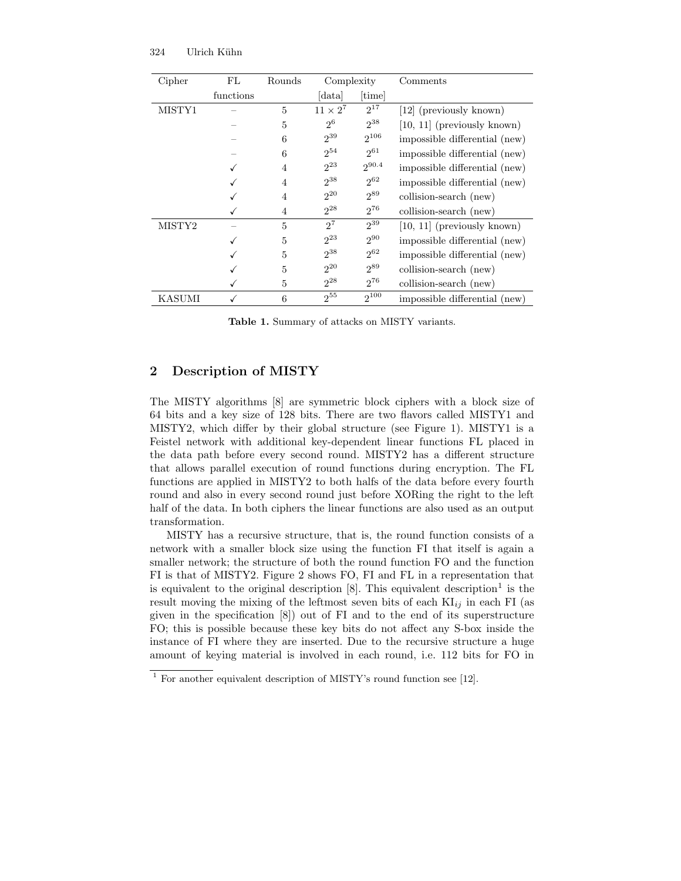| Cipher | FL functions | Rounds | Complexity [data] | [time] | Comments |
|---|---|---|---|---|---|
| MISTY1 | – | 5 | $11 \times 2^7$ | $2^{17}$ | [12] (previously known) |
| | – | 5 | $2^6$ | $2^{38}$ | [10, 11] (previously known) |
| | – | 6 | $2^{39}$ | $2^{106}$ | impossible differential (new) |
| | – | 6 | $2^{54}$ | $2^{61}$ | impossible differential (new) |
| | ✓ | 4 | $2^{23}$ | $2^{90.4}$ | impossible differential (new) |
| | ✓ | 4 | $2^{38}$ | $2^{62}$ | impossible differential (new) |
| | ✓ | 4 | $2^{20}$ | $2^{89}$ | collision-search (new) |
| | ✓ | 4 | $2^{28}$ | $2^{76}$ | collision-search (new) |
| MISTY2 | – | 5 | $2^7$ | $2^{39}$ | [10, 11] (previously known) |
| | ✓ | 5 | $2^{23}$ | $2^{90}$ | impossible differential (new) |
| | ✓ | 5 | $2^{38}$ | $2^{62}$ | impossible differential (new) |
| | ✓ | 5 | $2^{20}$ | $2^{89}$ | collision-search (new) |
| | ✓ | 5 | $2^{28}$ | $2^{76}$ | collision-search (new) |
| KASUMI | ✓ | 6 | $2^{55}$ | $2^{100}$ | impossible differential (new) |

**Table 1.** Summary of attacks on MISTY variants.

## 2 Description of MISTY

The MISTY algorithms [8] are symmetric block ciphers with a block size of 64 bits and a key size of 128 bits. There are two flavors called MISTY1 and MISTY2, which differ by their global structure (see Figure 1). MISTY1 is a Feistel network with additional key-dependent linear functions FL placed in the data path before every second round. MISTY2 has a different structure that allows parallel execution of round functions during encryption. The FL functions are applied in MISTY2 to both halfs of the data before every fourth round and also in every second round just before XORing the right to the left half of the data. In both ciphers the linear functions are also used as an output transformation.

MISTY has a recursive structure, that is, the round function consists of a network with a smaller block size using the function FI that itself is again a smaller network; the structure of both the round function FO and the function FI is that of MISTY2. Figure 2 shows FO, FI and FL in a representation that is equivalent to the original description [8]. This equivalent description[1] is the result moving the mixing of the leftmost seven bits of each $\mathrm{KI}_{ij}$ in each FI (as given in the specification [8]) out of FI and to the end of its superstructure FO; this is possible because these key bits do not affect any S-box inside the instance of FI where they are inserted. Due to the recursive structure a huge amount of keying material is involved in each round, i.e. 112 bits for FO in

[1] For another equivalent description of MISTY's round function see [12].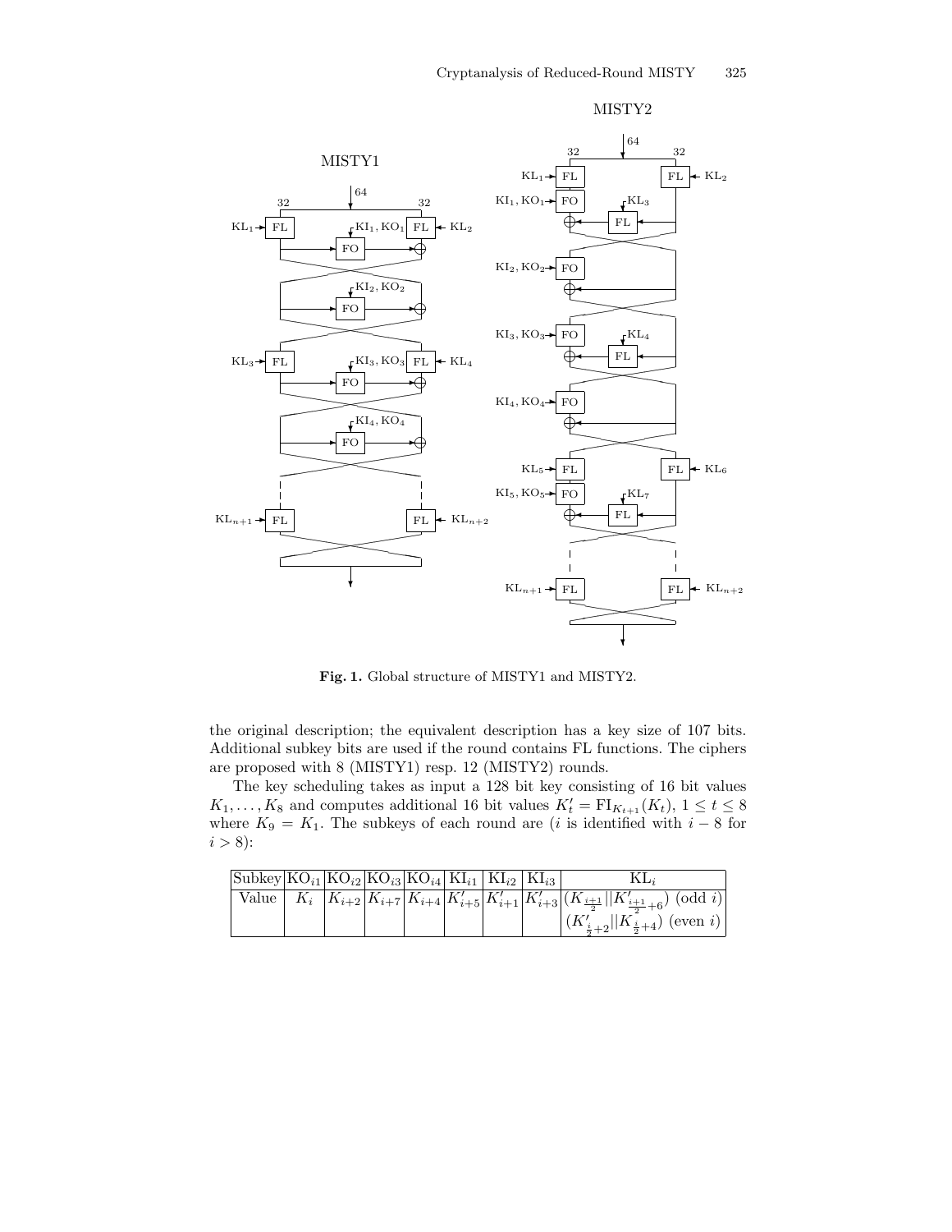**Fig. 1.** Global structure of MISTY1 and MISTY2.

the original description; the equivalent description has a key size of 107 bits. Additional subkey bits are used if the round contains FL functions. The ciphers are proposed with 8 (MISTY1) resp. 12 (MISTY2) rounds.

The key scheduling takes as input a 128 bit key consisting of 16 bit values $K_1, \ldots, K_8$ and computes additional 16 bit values $K'_t = \mathrm{FI}_{K_{t+1}}(K_t)$, $1 \leq t \leq 8$ where $K_9 = K_1$. The subkeys of each round are ($i$ is identified with $i-8$ for $i > 8$):

| Subkey | $\mathrm{KO}_{i1}$ | $\mathrm{KO}_{i2}$ | $\mathrm{KO}_{i3}$ | $\mathrm{KO}_{i4}$ | $\mathrm{KI}_{i1}$ | $\mathrm{KI}_{i2}$ | $\mathrm{KI}_{i3}$ | $\mathrm{KL}_i$ |
|---|---|---|---|---|---|---|---|---|
| Value | $K_i$ | $K_{i+2}$ | $K_{i+7}$ | $K_{i+4}$ | $K'_{i+5}$ | $K'_{i+1}$ | $K'_{i+3}$ | $(K_{\frac{i+1}{2}} \| K'_{\frac{i+1}{2}+6})$ (odd $i$) |
| | | | | | | | | $(K'_{\frac{i}{2}+2} \| K_{\frac{i}{2}+4})$ (even $i$) |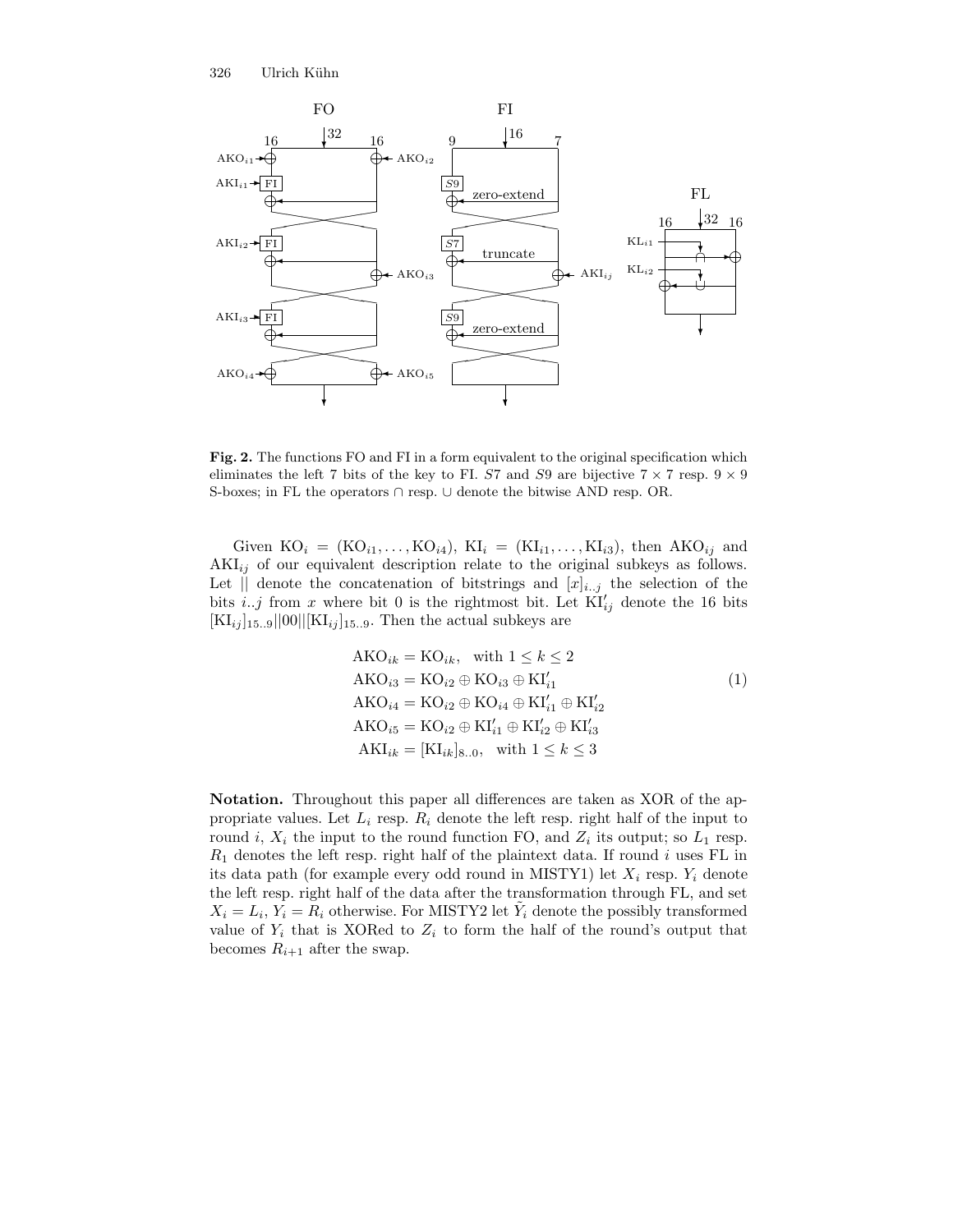**Fig. 2.** The functions FO and FI in a form equivalent to the original specification which eliminates the left 7 bits of the key to FI. $S7$ and $S9$ are bijective $7 \times 7$ resp. $9 \times 9$ S-boxes; in FL the operators $\cap$ resp. $\cup$ denote the bitwise AND resp. OR.

Given $\mathrm{KO}_i = (\mathrm{KO}_{i1}, \ldots, \mathrm{KO}_{i4})$, $\mathrm{KI}_i = (\mathrm{KI}_{i1}, \ldots, \mathrm{KI}_{i3})$, then $\mathrm{AKO}_{ij}$ and $\mathrm{AKI}_{ij}$ of our equivalent description relate to the original subkeys as follows. Let $||$ denote the concatenation of bitstrings and $[x]_{i..j}$ the selection of the bits $i..j$ from $x$ where bit 0 is the rightmost bit. Let $\mathrm{KI}'_{ij}$ denote the 16 bits $[\mathrm{KI}_{ij}]_{15..9}||00||[\mathrm{KI}_{ij}]_{15..9}$. Then the actual subkeys are

$$
\begin{aligned}
\mathrm{AKO}_{ik} &= \mathrm{KO}_{ik}, \quad \text{with } 1 \leq k \leq 2 \\
\mathrm{AKO}_{i3} &= \mathrm{KO}_{i2} \oplus \mathrm{KO}_{i3} \oplus \mathrm{KI}'_{i1} \\
\mathrm{AKO}_{i4} &= \mathrm{KO}_{i2} \oplus \mathrm{KO}_{i4} \oplus \mathrm{KI}'_{i1} \oplus \mathrm{KI}'_{i2} \\
\mathrm{AKO}_{i5} &= \mathrm{KO}_{i2} \oplus \mathrm{KI}'_{i1} \oplus \mathrm{KI}'_{i2} \oplus \mathrm{KI}'_{i3} \\
\mathrm{AKI}_{ik} &= [\mathrm{KI}_{ik}]_{8..0}, \quad \text{with } 1 \leq k \leq 3
\end{aligned}
\tag{1}
$$

**Notation.** Throughout this paper all differences are taken as XOR of the appropriate values. Let $L_i$ resp. $R_i$ denote the left resp. right half of the input to round $i$, $X_i$ the input to the round function FO, and $Z_i$ its output; so $L_1$ resp. $R_1$ denotes the left resp. right half of the plaintext data. If round $i$ uses FL in its data path (for example every odd round in MISTY1) let $X_i$ resp. $Y_i$ denote the left resp. right half of the data after the transformation through FL, and set $X_i = L_i$, $Y_i = R_i$ otherwise. For MISTY2 let $\tilde{Y}_i$ denote the possibly transformed value of $Y_i$ that is XORed to $Z_i$ to form the half of the round's output that becomes $R_{i+1}$ after the swap.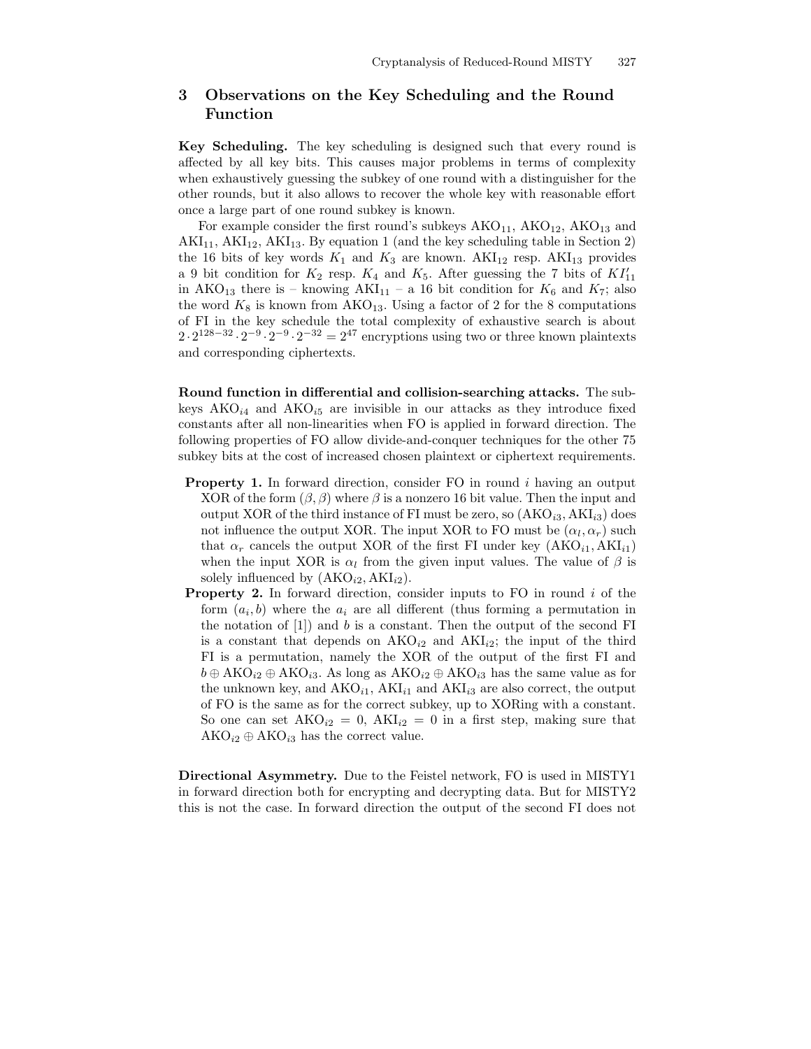## 3 Observations on the Key Scheduling and the Round Function

**Key Scheduling.** The key scheduling is designed such that every round is affected by all key bits. This causes major problems in terms of complexity when exhaustively guessing the subkey of one round with a distinguisher for the other rounds, but it also allows to recover the whole key with reasonable effort once a large part of one round subkey is known.

For example consider the first round's subkeys $\mathrm{AKO}_{11}$, $\mathrm{AKO}_{12}$, $\mathrm{AKO}_{13}$ and $\mathrm{AKI}_{11}$, $\mathrm{AKI}_{12}$, $\mathrm{AKI}_{13}$. By equation 1 (and the key scheduling table in Section 2) the 16 bits of key words $K_1$ and $K_3$ are known. $\mathrm{AKI}_{12}$ resp. $\mathrm{AKI}_{13}$ provides a 9 bit condition for $K_2$ resp. $K_4$ and $K_5$. After guessing the 7 bits of $KI'_{11}$ in $\mathrm{AKO}_{13}$ there is – knowing $\mathrm{AKI}_{11}$ – a 16 bit condition for $K_6$ and $K_7$; also the word $K_8$ is known from $\mathrm{AKO}_{13}$. Using a factor of 2 for the 8 computations of FI in the key schedule the total complexity of exhaustive search is about $2 \cdot 2^{128-32} \cdot 2^{-9} \cdot 2^{-9} \cdot 2^{-32} = 2^{47}$ encryptions using two or three known plaintexts and corresponding ciphertexts.

**Round function in differential and collision-searching attacks.** The subkeys $\mathrm{AKO}_{i4}$ and $\mathrm{AKO}_{i5}$ are invisible in our attacks as they introduce fixed constants after all non-linearities when FO is applied in forward direction. The following properties of FO allow divide-and-conquer techniques for the other 75 subkey bits at the cost of increased chosen plaintext or ciphertext requirements.

- **Property 1.** In forward direction, consider FO in round $i$ having an output XOR of the form $(\beta, \beta)$ where $\beta$ is a nonzero 16 bit value. Then the input and output XOR of the third instance of FI must be zero, so $(\mathrm{AKO}_{i3}, \mathrm{AKI}_{i3})$ does not influence the output XOR. The input XOR to FO must be $(\alpha_l, \alpha_r)$ such that $\alpha_r$ cancels the output XOR of the first FI under key $(\mathrm{AKO}_{i1}, \mathrm{AKI}_{i1})$ when the input XOR is $\alpha_l$ from the given input values. The value of $\beta$ is solely influenced by $(\mathrm{AKO}_{i2}, \mathrm{AKI}_{i2})$.
- **Property 2.** In forward direction, consider inputs to FO in round $i$ of the form $(a_i, b)$ where the $a_i$ are all different (thus forming a permutation in the notation of [1]) and $b$ is a constant. Then the output of the second FI is a constant that depends on $\mathrm{AKO}_{i2}$ and $\mathrm{AKI}_{i2}$; the input of the third FI is a permutation, namely the XOR of the output of the first FI and $b \oplus \mathrm{AKO}_{i2} \oplus \mathrm{AKO}_{i3}$. As long as $\mathrm{AKO}_{i2} \oplus \mathrm{AKO}_{i3}$ has the same value as for the unknown key, and $\mathrm{AKO}_{i1}$, $\mathrm{AKI}_{i1}$ and $\mathrm{AKI}_{i3}$ are also correct, the output of FO is the same as for the correct subkey, up to XORing with a constant. So one can set $\mathrm{AKO}_{i2} = 0$, $\mathrm{AKI}_{i2} = 0$ in a first step, making sure that $\mathrm{AKO}_{i2} \oplus \mathrm{AKO}_{i3}$ has the correct value.

**Directional Asymmetry.** Due to the Feistel network, FO is used in MISTY1 in forward direction both for encrypting and decrypting data. But for MISTY2 this is not the case. In forward direction the output of the second FI does not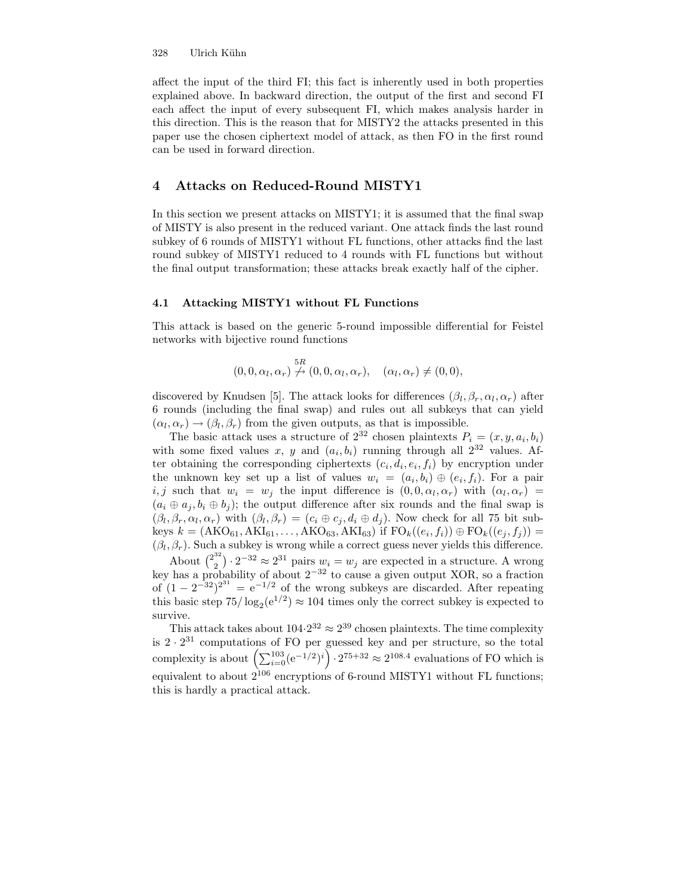affect the input of the third FI; this fact is inherently used in both properties explained above. In backward direction, the output of the first and second FI each affect the input of every subsequent FI, which makes analysis harder in this direction. This is the reason that for MISTY2 the attacks presented in this paper use the chosen ciphertext model of attack, as then FO in the first round can be used in forward direction.

## 4 Attacks on Reduced-Round MISTY1

In this section we present attacks on MISTY1; it is assumed that the final swap of MISTY is also present in the reduced variant. One attack finds the last round subkey of 6 rounds of MISTY1 without FL functions, other attacks find the last round subkey of MISTY1 reduced to 4 rounds with FL functions but without the final output transformation; these attacks break exactly half of the cipher.

### 4.1 Attacking MISTY1 without FL Functions

This attack is based on the generic 5-round impossible differential for Feistel networks with bijective round functions

$$(0, 0, \alpha_l, \alpha_r) \overset{5R}{\not\to} (0, 0, \alpha_l, \alpha_r), \quad (\alpha_l, \alpha_r) \neq (0, 0),$$

discovered by Knudsen [5]. The attack looks for differences $(\beta_l, \beta_r, \alpha_l, \alpha_r)$ after 6 rounds (including the final swap) and rules out all subkeys that can yield $(\alpha_l, \alpha_r) \to (\beta_l, \beta_r)$ from the given outputs, as that is impossible.

The basic attack uses a structure of $2^{32}$ chosen plaintexts $P_i = (x, y, a_i, b_i)$ with some fixed values $x$, $y$ and $(a_i, b_i)$ running through all $2^{32}$ values. After obtaining the corresponding ciphertexts $(c_i, d_i, e_i, f_i)$ by encryption under the unknown key set up a list of values $w_i = (a_i, b_i) \oplus (e_i, f_i)$. For a pair $i, j$ such that $w_i = w_j$ the input difference is $(0, 0, \alpha_l, \alpha_r)$ with $(\alpha_l, \alpha_r) = (a_i \oplus a_j, b_i \oplus b_j)$; the output difference after six rounds and the final swap is $(\beta_l, \beta_r, \alpha_l, \alpha_r)$ with $(\beta_l, \beta_r) = (c_i \oplus c_j, d_i \oplus d_j)$. Now check for all 75 bit subkeys $k = (\mathrm{AKO}_{61}, \mathrm{AKI}_{61}, \ldots, \mathrm{AKO}_{63}, \mathrm{AKI}_{63})$ if $\mathrm{FO}_k((e_i, f_i)) \oplus \mathrm{FO}_k((e_j, f_j)) = (\beta_l, \beta_r)$. Such a subkey is wrong while a correct guess never yields this difference.

About $\binom{2^{32}}{2} \cdot 2^{-32} \approx 2^{31}$ pairs $w_i = w_j$ are expected in a structure. A wrong key has a probability of about $2^{-32}$ to cause a given output XOR, so a fraction of $(1 - 2^{-32})^{2^{31}} = \mathrm{e}^{-1/2}$ of the wrong subkeys are discarded. After repeating this basic step $75/\log_2(\mathrm{e}^{1/2}) \approx 104$ times only the correct subkey is expected to survive.

This attack takes about $104 \cdot 2^{32} \approx 2^{39}$ chosen plaintexts. The time complexity is $2 \cdot 2^{31}$ computations of FO per guessed key and per structure, so the total complexity is about $\left(\sum_{i=0}^{103} (\mathrm{e}^{-1/2})^i\right) \cdot 2^{75+32} \approx 2^{108.4}$ evaluations of FO which is equivalent to about $2^{106}$ encryptions of 6-round MISTY1 without FL functions; this is hardly a practical attack.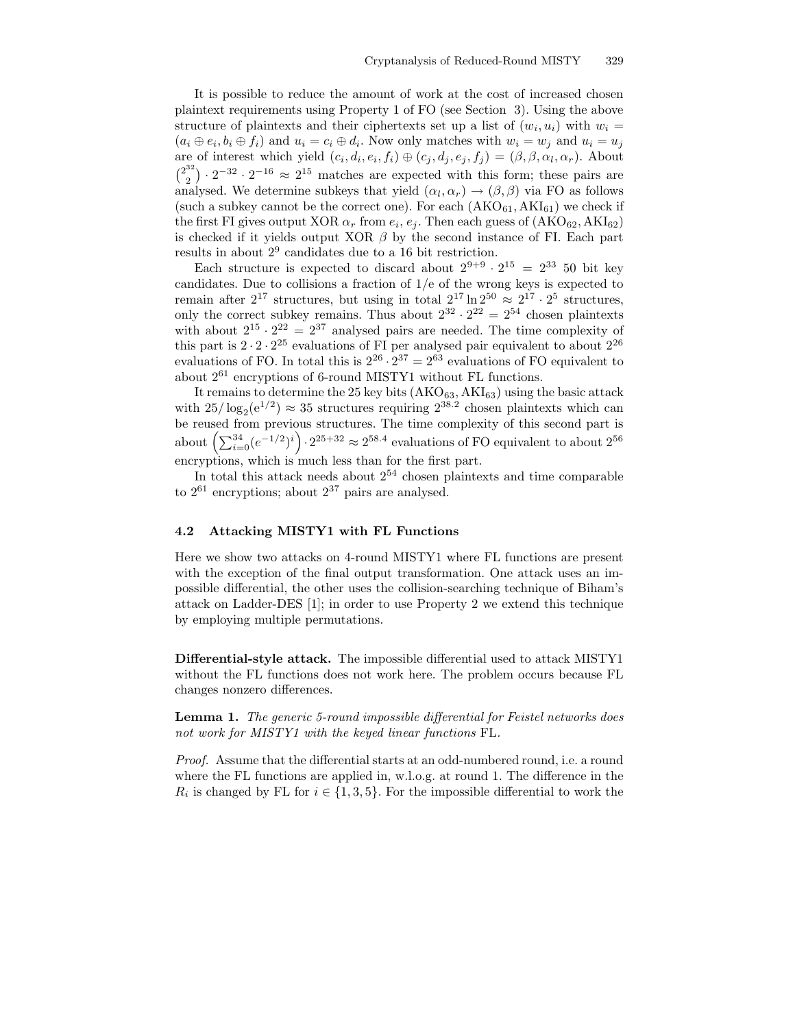It is possible to reduce the amount of work at the cost of increased chosen plaintext requirements using Property 1 of FO (see Section 3). Using the above structure of plaintexts and their ciphertexts set up a list of $(w_i, u_i)$ with $w_i = (a_i \oplus e_i, b_i \oplus f_i)$ and $u_i = c_i \oplus d_i$. Now only matches with $w_i = w_j$ and $u_i = u_j$ are of interest which yield $(c_i, d_i, e_i, f_i) \oplus (c_j, d_j, e_j, f_j) = (\beta, \beta, \alpha_l, \alpha_r)$. About $\binom{2^{32}}{2} \cdot 2^{-32} \cdot 2^{-16} \approx 2^{15}$ matches are expected with this form; these pairs are analysed. We determine subkeys that yield $(\alpha_l, \alpha_r) \to (\beta, \beta)$ via FO as follows (such a subkey cannot be the correct one). For each $(\mathrm{AKO}_{61}, \mathrm{AKI}_{61})$ we check if the first FI gives output XOR $\alpha_r$ from $e_i, e_j$. Then each guess of $(\mathrm{AKO}_{62}, \mathrm{AKI}_{62})$ is checked if it yields output XOR $\beta$ by the second instance of FI. Each part results in about $2^9$ candidates due to a 16 bit restriction.

Each structure is expected to discard about $2^{9+9} \cdot 2^{15} = 2^{33}$ 50 bit key candidates. Due to collisions a fraction of $1/e$ of the wrong keys is expected to remain after $2^{17}$ structures, but using in total $2^{17} \ln 2^{50} \approx 2^{17} \cdot 2^5$ structures, only the correct subkey remains. Thus about $2^{32} \cdot 2^{22} = 2^{54}$ chosen plaintexts with about $2^{15} \cdot 2^{22} = 2^{37}$ analysed pairs are needed. The time complexity of this part is $2 \cdot 2 \cdot 2^{25}$ evaluations of FI per analysed pair equivalent to about $2^{26}$ evaluations of FO. In total this is $2^{26} \cdot 2^{37} = 2^{63}$ evaluations of FO equivalent to about $2^{61}$ encryptions of 6-round MISTY1 without FL functions.

It remains to determine the 25 key bits $(\mathrm{AKO}_{63}, \mathrm{AKI}_{63})$ using the basic attack with $25/\log_2(\mathrm{e}^{1/2}) \approx 35$ structures requiring $2^{38.2}$ chosen plaintexts which can be reused from previous structures. The time complexity of this second part is about $\left(\sum_{i=0}^{34} (e^{-1/2})^i\right) \cdot 2^{25+32} \approx 2^{58.4}$ evaluations of FO equivalent to about $2^{56}$ encryptions, which is much less than for the first part.

In total this attack needs about $2^{54}$ chosen plaintexts and time comparable to $2^{61}$ encryptions; about $2^{37}$ pairs are analysed.

### 4.2 Attacking MISTY1 with FL Functions

Here we show two attacks on 4-round MISTY1 where FL functions are present with the exception of the final output transformation. One attack uses an impossible differential, the other uses the collision-searching technique of Biham's attack on Ladder-DES [1]; in order to use Property 2 we extend this technique by employing multiple permutations.

**Differential-style attack.** The impossible differential used to attack MISTY1 without the FL functions does not work here. The problem occurs because FL changes nonzero differences.

**Lemma 1.** *The generic 5-round impossible differential for Feistel networks does not work for MISTY1 with the keyed linear functions* FL.

*Proof.* Assume that the differential starts at an odd-numbered round, i.e. a round where the FL functions are applied in, w.l.o.g. at round 1. The difference in the $R_i$ is changed by FL for $i \in \{1, 3, 5\}$. For the impossible differential to work the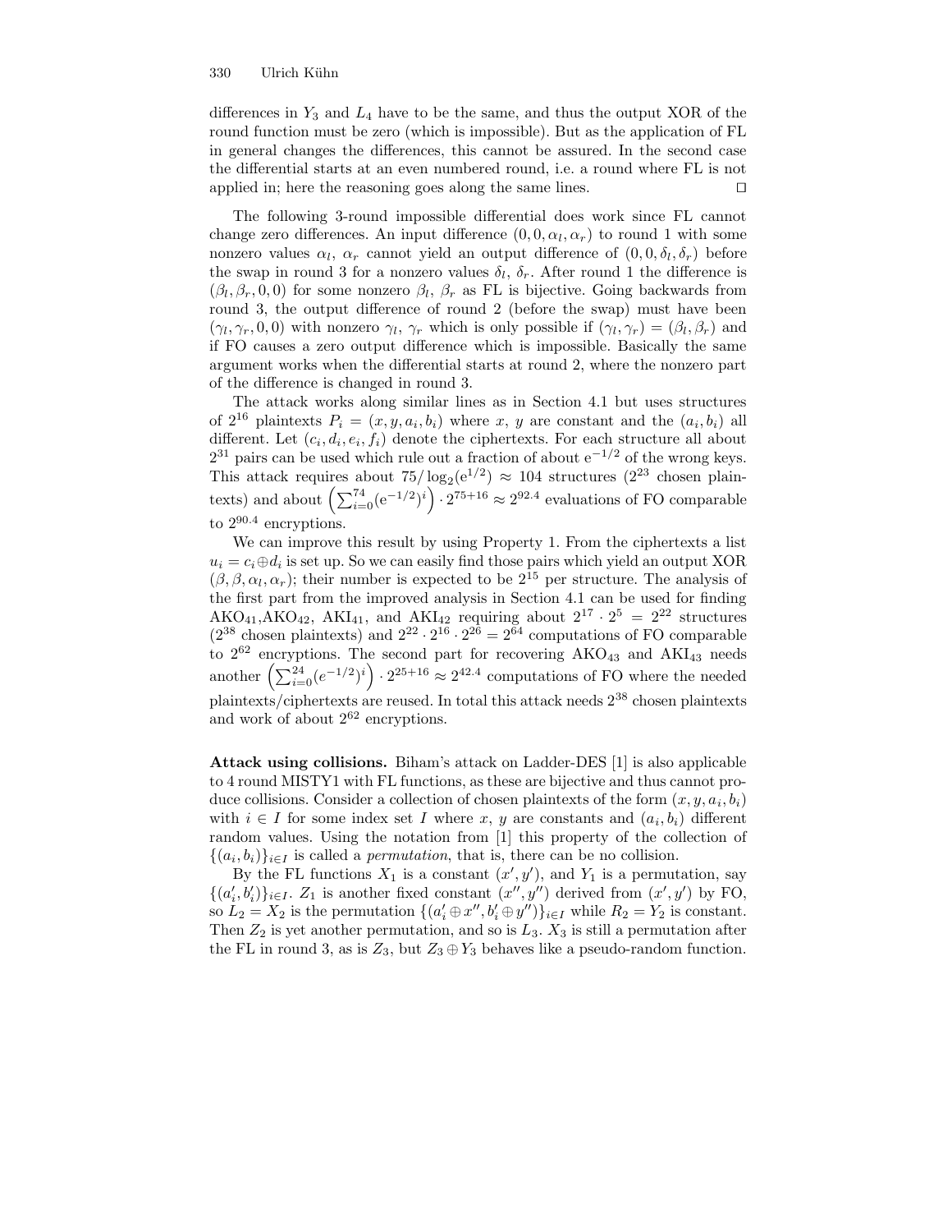differences in $Y_3$ and $L_4$ have to be the same, and thus the output XOR of the round function must be zero (which is impossible). But as the application of FL in general changes the differences, this cannot be assured. In the second case the differential starts at an even numbered round, i.e. a round where FL is not applied in; here the reasoning goes along the same lines. $\square$

The following 3-round impossible differential does work since FL cannot change zero differences. An input difference $(0, 0, \alpha_l, \alpha_r)$ to round 1 with some nonzero values $\alpha_l$, $\alpha_r$ cannot yield an output difference of $(0, 0, \delta_l, \delta_r)$ before the swap in round 3 for a nonzero values $\delta_l$, $\delta_r$. After round 1 the difference is $(\beta_l, \beta_r, 0, 0)$ for some nonzero $\beta_l$, $\beta_r$ as FL is bijective. Going backwards from round 3, the output difference of round 2 (before the swap) must have been $(\gamma_l, \gamma_r, 0, 0)$ with nonzero $\gamma_l$, $\gamma_r$ which is only possible if $(\gamma_l, \gamma_r) = (\beta_l, \beta_r)$ and if FO causes a zero output difference which is impossible. Basically the same argument works when the differential starts at round 2, where the nonzero part of the difference is changed in round 3.

The attack works along similar lines as in Section 4.1 but uses structures of $2^{16}$ plaintexts $P_i = (x, y, a_i, b_i)$ where $x$, $y$ are constant and the $(a_i, b_i)$ all different. Let $(c_i, d_i, e_i, f_i)$ denote the ciphertexts. For each structure all about $2^{31}$ pairs can be used which rule out a fraction of about $e^{-1/2}$ of the wrong keys. This attack requires about $75/\log_2(e^{1/2}) \approx 104$ structures ($2^{23}$ chosen plaintexts) and about $\left(\sum_{i=0}^{74}(e^{-1/2})^i\right) \cdot 2^{75+16} \approx 2^{92.4}$ evaluations of FO comparable to $2^{90.4}$ encryptions.

We can improve this result by using Property 1. From the ciphertexts a list $u_i = c_i \oplus d_i$ is set up. So we can easily find those pairs which yield an output XOR $(\beta, \beta, \alpha_l, \alpha_r)$; their number is expected to be $2^{15}$ per structure. The analysis of the first part from the improved analysis in Section 4.1 can be used for finding $AKO_{41}$, $AKO_{42}$, $AKI_{41}$, and $AKI_{42}$ requiring about $2^{17} \cdot 2^5 = 2^{22}$ structures ($2^{38}$ chosen plaintexts) and $2^{22} \cdot 2^{16} \cdot 2^{26} = 2^{64}$ computations of FO comparable to $2^{62}$ encryptions. The second part for recovering $AKO_{43}$ and $AKI_{43}$ needs another $\left(\sum_{i=0}^{24}(e^{-1/2})^i\right) \cdot 2^{25+16} \approx 2^{42.4}$ computations of FO where the needed plaintexts/ciphertexts are reused. In total this attack needs $2^{38}$ chosen plaintexts and work of about $2^{62}$ encryptions.

**Attack using collisions.** Biham's attack on Ladder-DES [1] is also applicable to 4 round MISTY1 with FL functions, as these are bijective and thus cannot produce collisions. Consider a collection of chosen plaintexts of the form $(x, y, a_i, b_i)$ with $i \in I$ for some index set $I$ where $x$, $y$ are constants and $(a_i, b_i)$ different random values. Using the notation from [1] this property of the collection of $\{(a_i, b_i)\}_{i \in I}$ is called a *permutation*, that is, there can be no collision.

By the FL functions $X_1$ is a constant $(x', y')$, and $Y_1$ is a permutation, say $\{(a'_i, b'_i)\}_{i \in I}$. $Z_1$ is another fixed constant $(x'', y'')$ derived from $(x', y')$ by FO, so $L_2 = X_2$ is the permutation $\{(a'_i \oplus x'', b'_i \oplus y'')\}_{i \in I}$ while $R_2 = Y_2$ is constant. Then $Z_2$ is yet another permutation, and so is $L_3$. $X_3$ is still a permutation after the FL in round 3, as is $Z_3$, but $Z_3 \oplus Y_3$ behaves like a pseudo-random function.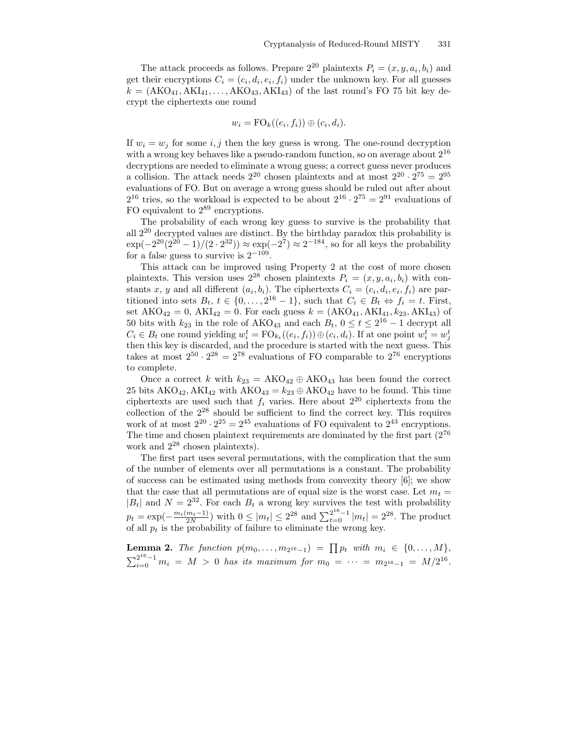The attack proceeds as follows. Prepare $2^{20}$ plaintexts $P_i = (x, y, a_i, b_i)$ and get their encryptions $C_i = (c_i, d_i, e_i, f_i)$ under the unknown key. For all guesses $k = (\mathrm{AKO}_{41}, \mathrm{AKI}_{41}, \ldots, \mathrm{AKO}_{43}, \mathrm{AKI}_{43})$ of the last round's FO 75 bit key decrypt the ciphertexts one round

$$w_i = \mathrm{FO}_k((e_i, f_i)) \oplus (c_i, d_i).$$

If $w_i = w_j$ for some $i, j$ then the key guess is wrong. The one-round decryption with a wrong key behaves like a pseudo-random function, so on average about $2^{16}$ decryptions are needed to eliminate a wrong guess; a correct guess never produces a collision. The attack needs $2^{20}$ chosen plaintexts and at most $2^{20} \cdot 2^{75} = 2^{95}$ evaluations of FO. But on average a wrong guess should be ruled out after about $2^{16}$ tries, so the workload is expected to be about $2^{16} \cdot 2^{75} = 2^{91}$ evaluations of FO equivalent to $2^{89}$ encryptions.

The probability of each wrong key guess to survive is the probability that all $2^{20}$ decrypted values are distinct. By the birthday paradox this probability is $\exp(-2^{20}(2^{20}-1)/(2 \cdot 2^{32})) \approx \exp(-2^{7}) \approx 2^{-184}$, so for all keys the probability for a false guess to survive is $2^{-109}$.

This attack can be improved using Property 2 at the cost of more chosen plaintexts. This version uses $2^{28}$ chosen plaintexts $P_i = (x, y, a_i, b_i)$ with constants $x$, $y$ and all different $(a_i, b_i)$. The ciphertexts $C_i = (c_i, d_i, e_i, f_i)$ are partitioned into sets $B_t$, $t \in \{0, \ldots, 2^{16}-1\}$, such that $C_i \in B_t \Leftrightarrow f_i = t$. First, set $\mathrm{AKO}_{42} = 0$, $\mathrm{AKI}_{42} = 0$. For each guess $k = (\mathrm{AKO}_{41}, \mathrm{AKI}_{41}, k_{23}, \mathrm{AKI}_{43})$ of 50 bits with $k_{23}$ in the role of $\mathrm{AKO}_{43}$ and each $B_t$, $0 \le t \le 2^{16}-1$ decrypt all $C_i \in B_t$ one round yielding $w_i^t = \mathrm{FO}_{k_t}((e_i, f_i)) \oplus (c_i, d_i)$. If at one point $w_i^t = w_j^t$ then this key is discarded, and the procedure is started with the next guess. This takes at most $2^{50} \cdot 2^{28} = 2^{78}$ evaluations of FO comparable to $2^{76}$ encryptions to complete.

Once a correct $k$ with $k_{23} = \mathrm{AKO}_{42} \oplus \mathrm{AKO}_{43}$ has been found the correct 25 bits $\mathrm{AKO}_{42}, \mathrm{AKI}_{42}$ with $\mathrm{AKO}_{43} = k_{23} \oplus \mathrm{AKO}_{42}$ have to be found. This time ciphertexts are used such that $f_i$ varies. Here about $2^{20}$ ciphertexts from the collection of the $2^{28}$ should be sufficient to find the correct key. This requires work of at most $2^{20} \cdot 2^{25} = 2^{45}$ evaluations of FO equivalent to $2^{43}$ encryptions. The time and chosen plaintext requirements are dominated by the first part ($2^{76}$ work and $2^{28}$ chosen plaintexts).

The first part uses several permutations, with the complication that the sum of the number of elements over all permutations is a constant. The probability of success can be estimated using methods from convexity theory [6]; we show that the case that all permutations are of equal size is the worst case. Let $m_t = |B_t|$ and $N = 2^{32}$. For each $B_t$ a wrong key survives the test with probability $p_t = \exp(-\frac{m_t(m_t-1)}{2N})$ with $0 \le |m_t| \le 2^{28}$ and $\sum_{t=0}^{2^{16}-1} |m_t| = 2^{28}$. The product of all $p_t$ is the probability of failure to eliminate the wrong key.

**Lemma 2.** *The function $p(m_0, \ldots, m_{2^{16}-1}) = \prod p_t$ with $m_i \in \{0, \ldots, M\}$, $\sum_{i=0}^{2^{16}-1} m_i = M > 0$ has its maximum for $m_0 = \cdots = m_{2^{16}-1} = M/2^{16}$.*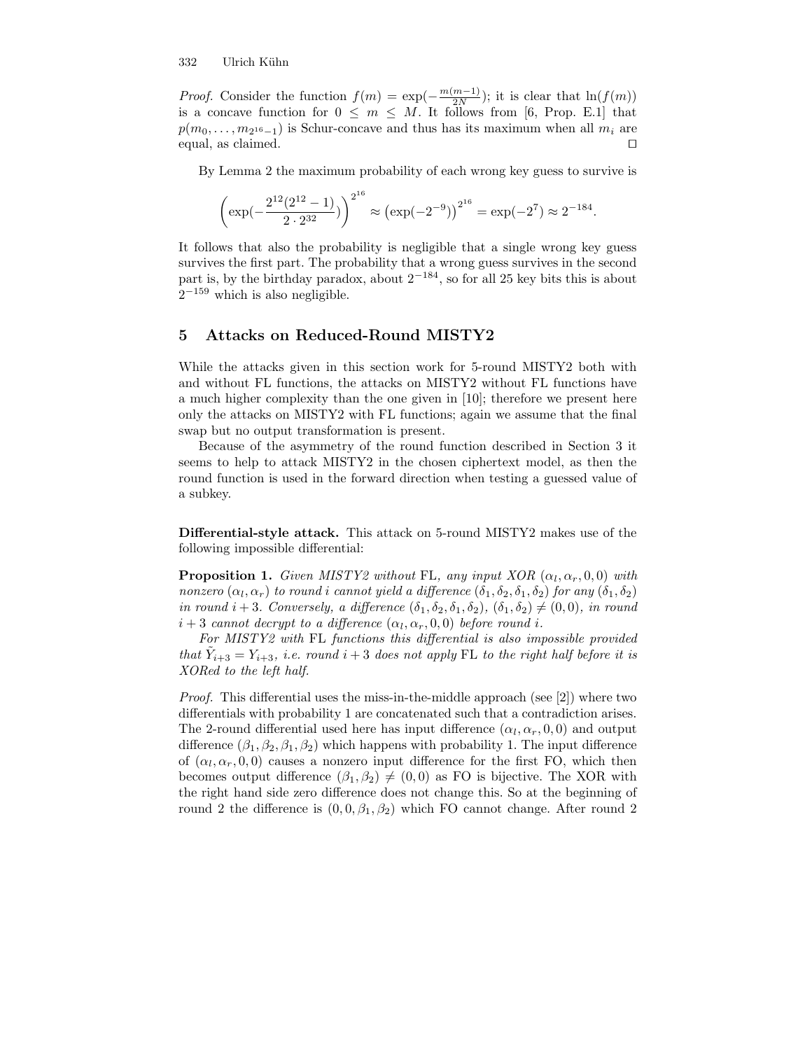*Proof.* Consider the function $f(m) = \exp(-\frac{m(m-1)}{2N})$; it is clear that $\ln(f(m))$ is a concave function for $0 \leq m \leq M$. It follows from [6, Prop. E.1] that $p(m_0, \ldots, m_{2^{16}-1})$ is Schur-concave and thus has its maximum when all $m_i$ are equal, as claimed. □

By Lemma 2 the maximum probability of each wrong key guess to survive is

$$\left(\exp(-\frac{2^{12}(2^{12}-1)}{2 \cdot 2^{32}})\right)^{2^{16}} \approx \left(\exp(-2^{-9})\right)^{2^{16}} = \exp(-2^7) \approx 2^{-184}.$$

It follows that also the probability is negligible that a single wrong key guess survives the first part. The probability that a wrong guess survives in the second part is, by the birthday paradox, about $2^{-184}$, so for all 25 key bits this is about $2^{-159}$ which is also negligible.

## 5 Attacks on Reduced-Round MISTY2

While the attacks given in this section work for 5-round MISTY2 both with and without FL functions, the attacks on MISTY2 without FL functions have a much higher complexity than the one given in [10]; therefore we present here only the attacks on MISTY2 with FL functions; again we assume that the final swap but no output transformation is present.

Because of the asymmetry of the round function described in Section 3 it seems to help to attack MISTY2 in the chosen ciphertext model, as then the round function is used in the forward direction when testing a guessed value of a subkey.

**Differential-style attack.** This attack on 5-round MISTY2 makes use of the following impossible differential:

**Proposition 1.** *Given MISTY2 without* FL*, any input XOR* $(\alpha_l, \alpha_r, 0, 0)$ *with nonzero* $(\alpha_l, \alpha_r)$ *to round* $i$ *cannot yield a difference* $(\delta_1, \delta_2, \delta_1, \delta_2)$ *for any* $(\delta_1, \delta_2)$ *in round* $i+3$*. Conversely, a difference* $(\delta_1, \delta_2, \delta_1, \delta_2)$*,* $(\delta_1, \delta_2) \neq (0, 0)$*, in round* $i+3$ *cannot decrypt to a difference* $(\alpha_l, \alpha_r, 0, 0)$ *before round* $i$*.*

*For MISTY2 with* FL *functions this differential is also impossible provided that* $\tilde{Y}_{i+3} = Y_{i+3}$*, i.e. round* $i+3$ *does not apply* FL *to the right half before it is XORed to the left half.*

*Proof.* This differential uses the miss-in-the-middle approach (see [2]) where two differentials with probability 1 are concatenated such that a contradiction arises. The 2-round differential used here has input difference $(\alpha_l, \alpha_r, 0, 0)$ and output difference $(\beta_1, \beta_2, \beta_1, \beta_2)$ which happens with probability 1. The input difference of $(\alpha_l, \alpha_r, 0, 0)$ causes a nonzero input difference for the first FO, which then becomes output difference $(\beta_1, \beta_2) \neq (0, 0)$ as FO is bijective. The XOR with the right hand side zero difference does not change this. So at the beginning of round 2 the difference is $(0, 0, \beta_1, \beta_2)$ which FO cannot change. After round 2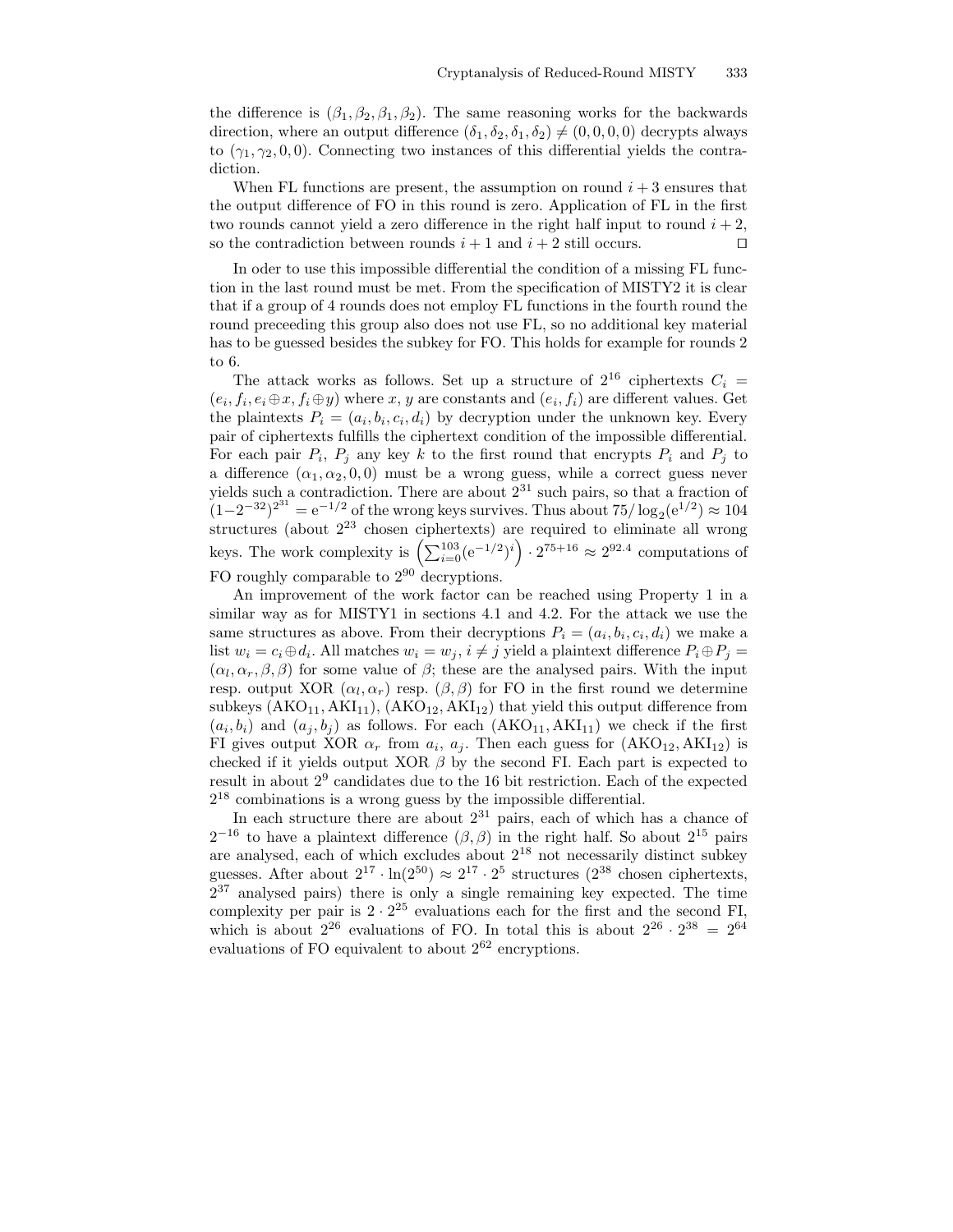the difference is $(\beta_1, \beta_2, \beta_1, \beta_2)$. The same reasoning works for the backwards direction, where an output difference $(\delta_1, \delta_2, \delta_1, \delta_2) \neq (0, 0, 0, 0)$ decrypts always to $(\gamma_1, \gamma_2, 0, 0)$. Connecting two instances of this differential yields the contradiction.

When FL functions are present, the assumption on round $i + 3$ ensures that the output difference of FO in this round is zero. Application of FL in the first two rounds cannot yield a zero difference in the right half input to round $i + 2$, so the contradiction between rounds $i + 1$ and $i + 2$ still occurs. ⊓⊔

In oder to use this impossible differential the condition of a missing FL function in the last round must be met. From the specification of MISTY2 it is clear that if a group of 4 rounds does not employ FL functions in the fourth round the round preceeding this group also does not use FL, so no additional key material has to be guessed besides the subkey for FO. This holds for example for rounds 2 to 6.

The attack works as follows. Set up a structure of $2^{16}$ ciphertexts $C_i = (e_i, f_i, e_i \oplus x, f_i \oplus y)$ where $x, y$ are constants and $(e_i, f_i)$ are different values. Get the plaintexts $P_i = (a_i, b_i, c_i, d_i)$ by decryption under the unknown key. Every pair of ciphertexts fulfills the ciphertext condition of the impossible differential. For each pair $P_i$, $P_j$ any key $k$ to the first round that encrypts $P_i$ and $P_j$ to a difference $(\alpha_1, \alpha_2, 0, 0)$ must be a wrong guess, while a correct guess never yields such a contradiction. There are about $2^{31}$ such pairs, so that a fraction of $(1-2^{-32})^{2^{31}} = \mathrm{e}^{-1/2}$ of the wrong keys survives. Thus about $75/\log_2(\mathrm{e}^{1/2}) \approx 104$ structures (about $2^{23}$ chosen ciphertexts) are required to eliminate all wrong keys. The work complexity is $\left(\sum_{i=0}^{103} (\mathrm{e}^{-1/2})^i\right) \cdot 2^{75+16} \approx 2^{92.4}$ computations of FO roughly comparable to $2^{90}$ decryptions.

An improvement of the work factor can be reached using Property 1 in a similar way as for MISTY1 in sections 4.1 and 4.2. For the attack we use the same structures as above. From their decryptions $P_i = (a_i, b_i, c_i, d_i)$ we make a list $w_i = c_i \oplus d_i$. All matches $w_i = w_j$, $i \neq j$ yield a plaintext difference $P_i \oplus P_j = (\alpha_l, \alpha_r, \beta, \beta)$ for some value of $\beta$; these are the analysed pairs. With the input resp. output XOR $(\alpha_l, \alpha_r)$ resp. $(\beta, \beta)$ for FO in the first round we determine subkeys $(\mathrm{AKO}_{11}, \mathrm{AKI}_{11})$, $(\mathrm{AKO}_{12}, \mathrm{AKI}_{12})$ that yield this output difference from $(a_i, b_i)$ and $(a_j, b_j)$ as follows. For each $(\mathrm{AKO}_{11}, \mathrm{AKI}_{11})$ we check if the first FI gives output XOR $\alpha_r$ from $a_i$, $a_j$. Then each guess for $(\mathrm{AKO}_{12}, \mathrm{AKI}_{12})$ is checked if it yields output XOR $\beta$ by the second FI. Each part is expected to result in about $2^9$ candidates due to the 16 bit restriction. Each of the expected $2^{18}$ combinations is a wrong guess by the impossible differential.

In each structure there are about $2^{31}$ pairs, each of which has a chance of $2^{-16}$ to have a plaintext difference $(\beta, \beta)$ in the right half. So about $2^{15}$ pairs are analysed, each of which excludes about $2^{18}$ not necessarily distinct subkey guesses. After about $2^{17} \cdot \ln(2^{50}) \approx 2^{17} \cdot 2^5$ structures ($2^{38}$ chosen ciphertexts, $2^{37}$ analysed pairs) there is only a single remaining key expected. The time complexity per pair is $2 \cdot 2^{25}$ evaluations each for the first and the second FI, which is about $2^{26}$ evaluations of FO. In total this is about $2^{26} \cdot 2^{38} = 2^{64}$ evaluations of FO equivalent to about $2^{62}$ encryptions.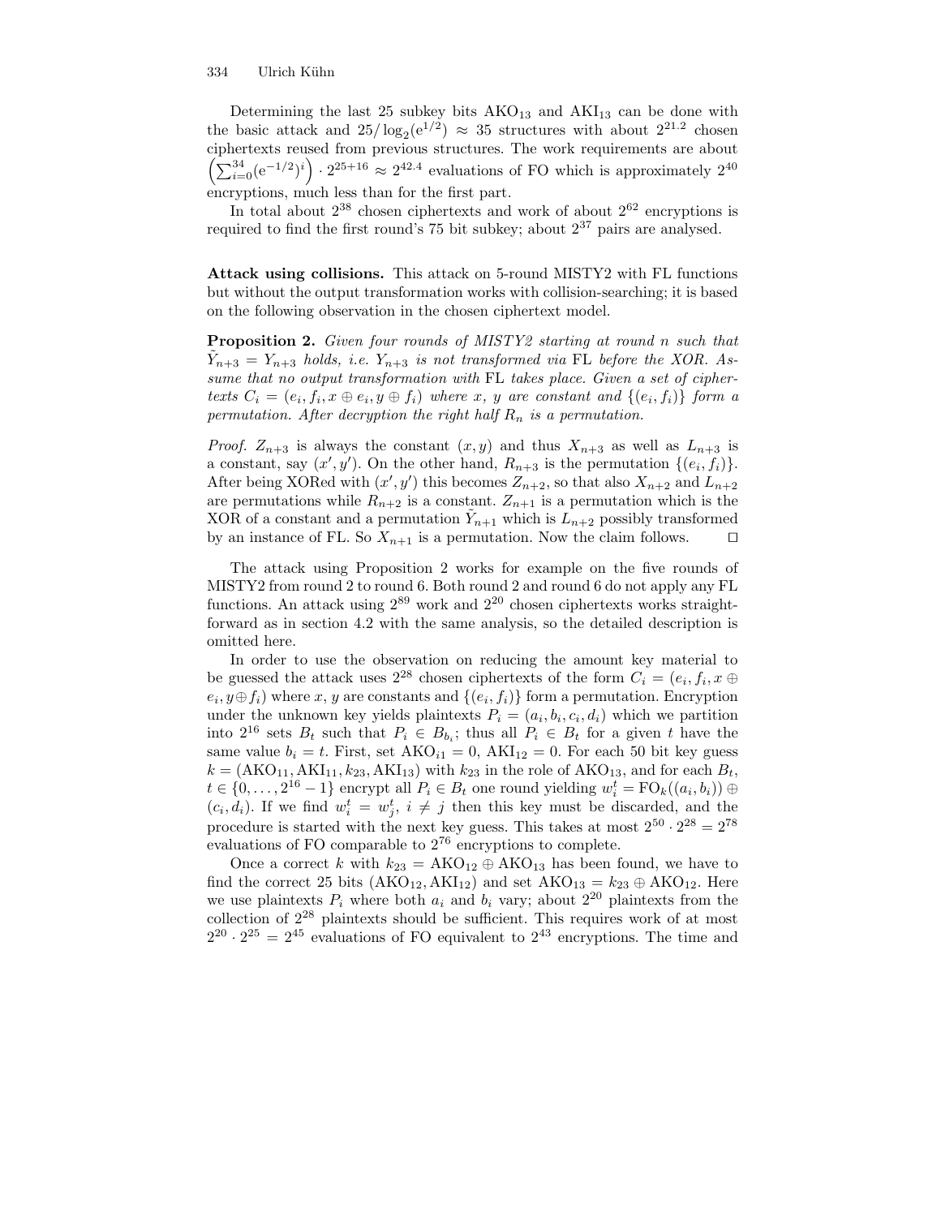Determining the last 25 subkey bits $\text{AKO}_{13}$ and $\text{AKI}_{13}$ can be done with the basic attack and $25/\log_2(\mathrm{e}^{1/2}) \approx 35$ structures with about $2^{21.2}$ chosen ciphertexts reused from previous structures. The work requirements are about $\left(\sum_{i=0}^{34}(\mathrm{e}^{-1/2})^i\right) \cdot 2^{25+16} \approx 2^{42.4}$ evaluations of FO which is approximately $2^{40}$ encryptions, much less than for the first part.

In total about $2^{38}$ chosen ciphertexts and work of about $2^{62}$ encryptions is required to find the first round's 75 bit subkey; about $2^{37}$ pairs are analysed.

**Attack using collisions.** This attack on 5-round MISTY2 with FL functions but without the output transformation works with collision-searching; it is based on the following observation in the chosen ciphertext model.

**Proposition 2.** *Given four rounds of MISTY2 starting at round $n$ such that $\tilde{Y}_{n+3} = Y_{n+3}$ holds, i.e. $Y_{n+3}$ is not transformed via* FL *before the XOR. Assume that no output transformation with* FL *takes place. Given a set of ciphertexts $C_i = (e_i, f_i, x \oplus e_i, y \oplus f_i)$ where $x$, $y$ are constant and $\{(e_i, f_i)\}$ form a permutation. After decryption the right half $R_n$ is a permutation.*

*Proof.* $Z_{n+3}$ is always the constant $(x, y)$ and thus $X_{n+3}$ as well as $L_{n+3}$ is a constant, say $(x', y')$. On the other hand, $R_{n+3}$ is the permutation $\{(e_i, f_i)\}$. After being XORed with $(x', y')$ this becomes $Z_{n+2}$, so that also $X_{n+2}$ and $L_{n+2}$ are permutations while $R_{n+2}$ is a constant. $Z_{n+1}$ is a permutation which is the XOR of a constant and a permutation $\tilde{Y}_{n+1}$ which is $L_{n+2}$ possibly transformed by an instance of FL. So $X_{n+1}$ is a permutation. Now the claim follows. $\square$

The attack using Proposition 2 works for example on the five rounds of MISTY2 from round 2 to round 6. Both round 2 and round 6 do not apply any FL functions. An attack using $2^{89}$ work and $2^{20}$ chosen ciphertexts works straightforward as in section 4.2 with the same analysis, so the detailed description is omitted here.

In order to use the observation on reducing the amount key material to be guessed the attack uses $2^{28}$ chosen ciphertexts of the form $C_i = (e_i, f_i, x \oplus e_i, y \oplus f_i)$ where $x$, $y$ are constants and $\{(e_i, f_i)\}$ form a permutation. Encryption under the unknown key yields plaintexts $P_i = (a_i, b_i, c_i, d_i)$ which we partition into $2^{16}$ sets $B_t$ such that $P_i \in B_{b_i}$; thus all $P_i \in B_t$ for a given $t$ have the same value $b_i = t$. First, set $\text{AKO}_{i1} = 0$, $\text{AKI}_{12} = 0$. For each 50 bit key guess $k = (\text{AKO}_{11}, \text{AKI}_{11}, k_{23}, \text{AKI}_{13})$ with $k_{23}$ in the role of $\text{AKO}_{13}$, and for each $B_t$, $t \in \{0, \ldots, 2^{16} - 1\}$ encrypt all $P_i \in B_t$ one round yielding $w_i^t = \text{FO}_k((a_i, b_i)) \oplus (c_i, d_i)$. If we find $w_i^t = w_j^t$, $i \neq j$ then this key must be discarded, and the procedure is started with the next key guess. This takes at most $2^{50} \cdot 2^{28} = 2^{78}$ evaluations of FO comparable to $2^{76}$ encryptions to complete.

Once a correct $k$ with $k_{23} = \text{AKO}_{12} \oplus \text{AKO}_{13}$ has been found, we have to find the correct 25 bits $(\text{AKO}_{12}, \text{AKI}_{12})$ and set $\text{AKO}_{13} = k_{23} \oplus \text{AKO}_{12}$. Here we use plaintexts $P_i$ where both $a_i$ and $b_i$ vary; about $2^{20}$ plaintexts from the collection of $2^{28}$ plaintexts should be sufficient. This requires work of at most $2^{20} \cdot 2^{25} = 2^{45}$ evaluations of FO equivalent to $2^{43}$ encryptions. The time and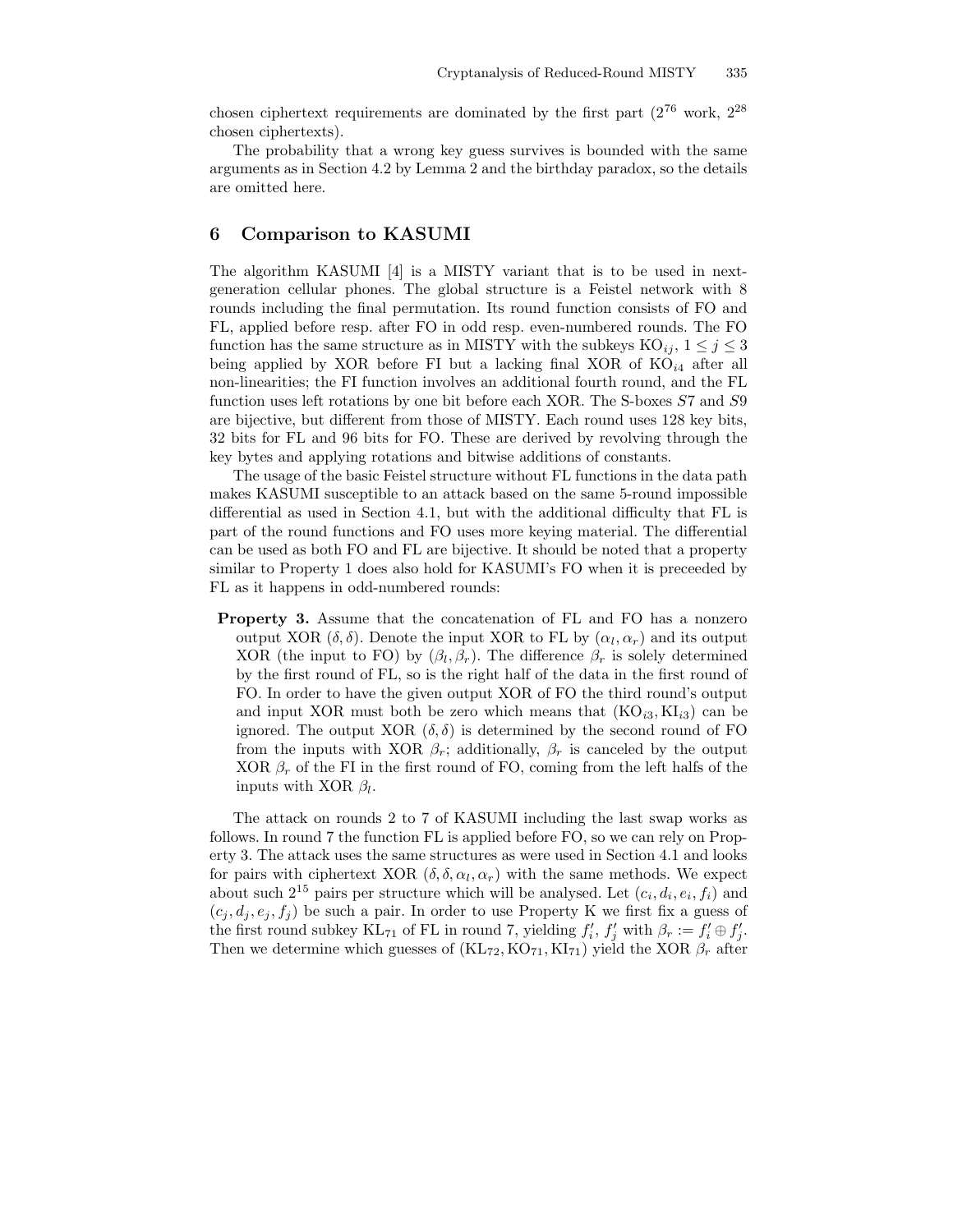chosen ciphertext requirements are dominated by the first part ($2^{76}$ work, $2^{28}$ chosen ciphertexts).

The probability that a wrong key guess survives is bounded with the same arguments as in Section 4.2 by Lemma 2 and the birthday paradox, so the details are omitted here.

## 6 Comparison to KASUMI

The algorithm KASUMI [4] is a MISTY variant that is to be used in next-generation cellular phones. The global structure is a Feistel network with 8 rounds including the final permutation. Its round function consists of FO and FL, applied before resp. after FO in odd resp. even-numbered rounds. The FO function has the same structure as in MISTY with the subkeys $\mathrm{KO}_{ij}$, $1 \le j \le 3$ being applied by XOR before FI but a lacking final XOR of $\mathrm{KO}_{i4}$ after all non-linearities; the FI function involves an additional fourth round, and the FL function uses left rotations by one bit before each XOR. The S-boxes $S7$ and $S9$ are bijective, but different from those of MISTY. Each round uses 128 key bits, 32 bits for FL and 96 bits for FO. These are derived by revolving through the key bytes and applying rotations and bitwise additions of constants.

The usage of the basic Feistel structure without FL functions in the data path makes KASUMI susceptible to an attack based on the same 5-round impossible differential as used in Section 4.1, but with the additional difficulty that FL is part of the round functions and FO uses more keying material. The differential can be used as both FO and FL are bijective. It should be noted that a property similar to Property 1 does also hold for KASUMI's FO when it is preceeded by FL as it happens in odd-numbered rounds:

**Property 3.** Assume that the concatenation of FL and FO has a nonzero output XOR $(\delta, \delta)$. Denote the input XOR to FL by $(\alpha_l, \alpha_r)$ and its output XOR (the input to FO) by $(\beta_l, \beta_r)$. The difference $\beta_r$ is solely determined by the first round of FL, so is the right half of the data in the first round of FO. In order to have the given output XOR of FO the third round's output and input XOR must both be zero which means that $(\mathrm{KO}_{i3}, \mathrm{KI}_{i3})$ can be ignored. The output XOR $(\delta, \delta)$ is determined by the second round of FO from the inputs with XOR $\beta_r$; additionally, $\beta_r$ is canceled by the output XOR $\beta_r$ of the FI in the first round of FO, coming from the left halfs of the inputs with XOR $\beta_l$.

The attack on rounds 2 to 7 of KASUMI including the last swap works as follows. In round 7 the function FL is applied before FO, so we can rely on Property 3. The attack uses the same structures as were used in Section 4.1 and looks for pairs with ciphertext XOR $(\delta, \delta, \alpha_l, \alpha_r)$ with the same methods. We expect about such $2^{15}$ pairs per structure which will be analysed. Let $(c_i, d_i, e_i, f_i)$ and $(c_j, d_j, e_j, f_j)$ be such a pair. In order to use Property K we first fix a guess of the first round subkey $\mathrm{KL}_{71}$ of FL in round 7, yielding $f'_i$, $f'_j$ with $\beta_r := f'_i \oplus f'_j$. Then we determine which guesses of $(\mathrm{KL}_{72}, \mathrm{KO}_{71}, \mathrm{KI}_{71})$ yield the XOR $\beta_r$ after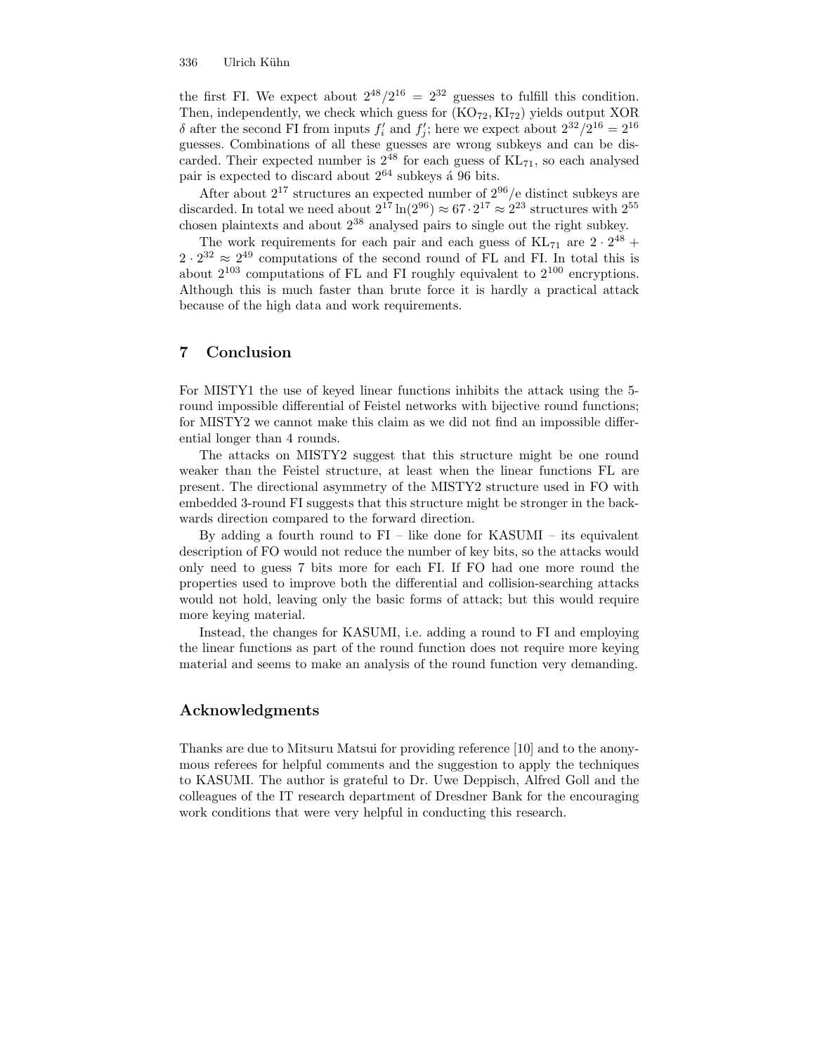the first FI. We expect about $2^{48}/2^{16} = 2^{32}$ guesses to fulfill this condition. Then, independently, we check which guess for $(\mathrm{KO}_{72}, \mathrm{KI}_{72})$ yields output XOR $\delta$ after the second FI from inputs $f_i'$ and $f_j'$; here we expect about $2^{32}/2^{16} = 2^{16}$ guesses. Combinations of all these guesses are wrong subkeys and can be discarded. Their expected number is $2^{48}$ for each guess of $\mathrm{KL}_{71}$, so each analysed pair is expected to discard about $2^{64}$ subkeys á 96 bits.

After about $2^{17}$ structures an expected number of $2^{96}/\mathrm{e}$ distinct subkeys are discarded. In total we need about $2^{17}\ln(2^{96}) \approx 67 \cdot 2^{17} \approx 2^{23}$ structures with $2^{55}$ chosen plaintexts and about $2^{38}$ analysed pairs to single out the right subkey.

The work requirements for each pair and each guess of $\mathrm{KL}_{71}$ are $2 \cdot 2^{48} + 2 \cdot 2^{32} \approx 2^{49}$ computations of the second round of FL and FI. In total this is about $2^{103}$ computations of FL and FI roughly equivalent to $2^{100}$ encryptions. Although this is much faster than brute force it is hardly a practical attack because of the high data and work requirements.

## 7 Conclusion

For MISTY1 the use of keyed linear functions inhibits the attack using the 5-round impossible differential of Feistel networks with bijective round functions; for MISTY2 we cannot make this claim as we did not find an impossible differential longer than 4 rounds.

The attacks on MISTY2 suggest that this structure might be one round weaker than the Feistel structure, at least when the linear functions FL are present. The directional asymmetry of the MISTY2 structure used in FO with embedded 3-round FI suggests that this structure might be stronger in the backwards direction compared to the forward direction.

By adding a fourth round to FI – like done for KASUMI – its equivalent description of FO would not reduce the number of key bits, so the attacks would only need to guess 7 bits more for each FI. If FO had one more round the properties used to improve both the differential and collision-searching attacks would not hold, leaving only the basic forms of attack; but this would require more keying material.

Instead, the changes for KASUMI, i.e. adding a round to FI and employing the linear functions as part of the round function does not require more keying material and seems to make an analysis of the round function very demanding.

## Acknowledgments

Thanks are due to Mitsuru Matsui for providing reference [10] and to the anonymous referees for helpful comments and the suggestion to apply the techniques to KASUMI. The author is grateful to Dr. Uwe Deppisch, Alfred Goll and the colleagues of the IT research department of Dresdner Bank for the encouraging work conditions that were very helpful in conducting this research.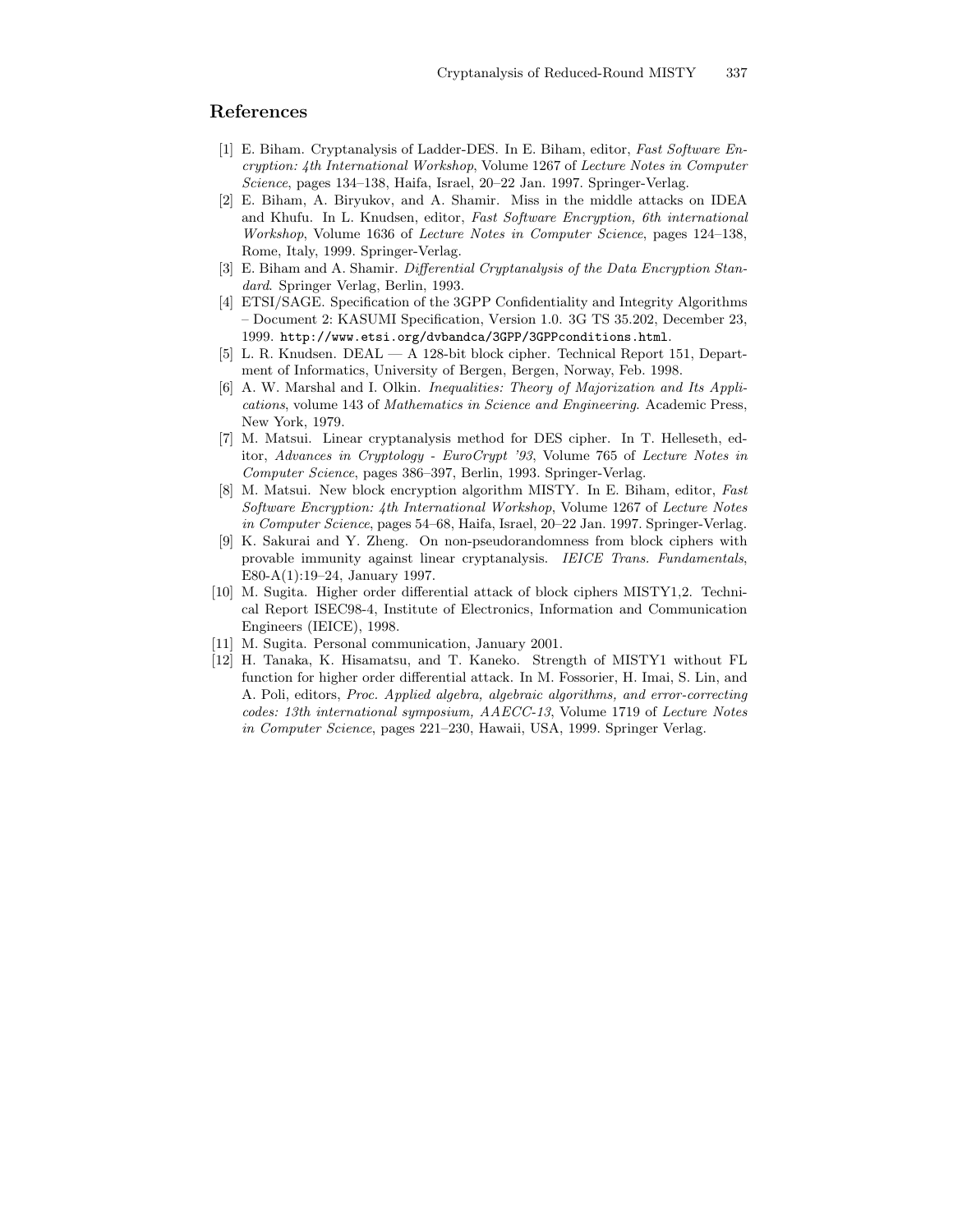## References

[1] E. Biham. Cryptanalysis of Ladder-DES. In E. Biham, editor, *Fast Software Encryption: 4th International Workshop*, Volume 1267 of *Lecture Notes in Computer Science*, pages 134–138, Haifa, Israel, 20–22 Jan. 1997. Springer-Verlag.

[2] E. Biham, A. Biryukov, and A. Shamir. Miss in the middle attacks on IDEA and Khufu. In L. Knudsen, editor, *Fast Software Encryption, 6th international Workshop*, Volume 1636 of *Lecture Notes in Computer Science*, pages 124–138, Rome, Italy, 1999. Springer-Verlag.

[3] E. Biham and A. Shamir. *Differential Cryptanalysis of the Data Encryption Standard*. Springer Verlag, Berlin, 1993.

[4] ETSI/SAGE. Specification of the 3GPP Confidentiality and Integrity Algorithms – Document 2: KASUMI Specification, Version 1.0. 3G TS 35.202, December 23, 1999. `http://www.etsi.org/dvbandca/3GPP/3GPPconditions.html`.

[5] L. R. Knudsen. DEAL — A 128-bit block cipher. Technical Report 151, Department of Informatics, University of Bergen, Bergen, Norway, Feb. 1998.

[6] A. W. Marshal and I. Olkin. *Inequalities: Theory of Majorization and Its Applications*, volume 143 of *Mathematics in Science and Engineering*. Academic Press, New York, 1979.

[7] M. Matsui. Linear cryptanalysis method for DES cipher. In T. Helleseth, editor, *Advances in Cryptology - EuroCrypt '93*, Volume 765 of *Lecture Notes in Computer Science*, pages 386–397, Berlin, 1993. Springer-Verlag.

[8] M. Matsui. New block encryption algorithm MISTY. In E. Biham, editor, *Fast Software Encryption: 4th International Workshop*, Volume 1267 of *Lecture Notes in Computer Science*, pages 54–68, Haifa, Israel, 20–22 Jan. 1997. Springer-Verlag.

[9] K. Sakurai and Y. Zheng. On non-pseudorandomness from block ciphers with provable immunity against linear cryptanalysis. *IEICE Trans. Fundamentals*, E80-A(1):19–24, January 1997.

[10] M. Sugita. Higher order differential attack of block ciphers MISTY1,2. Technical Report ISEC98-4, Institute of Electronics, Information and Communication Engineers (IEICE), 1998.

[11] M. Sugita. Personal communication, January 2001.

[12] H. Tanaka, K. Hisamatsu, and T. Kaneko. Strength of MISTY1 without FL function for higher order differential attack. In M. Fossorier, H. Imai, S. Lin, and A. Poli, editors, *Proc. Applied algebra, algebraic algorithms, and error-correcting codes: 13th international symposium, AAECC-13*, Volume 1719 of *Lecture Notes in Computer Science*, pages 221–230, Hawaii, USA, 1999. Springer Verlag.